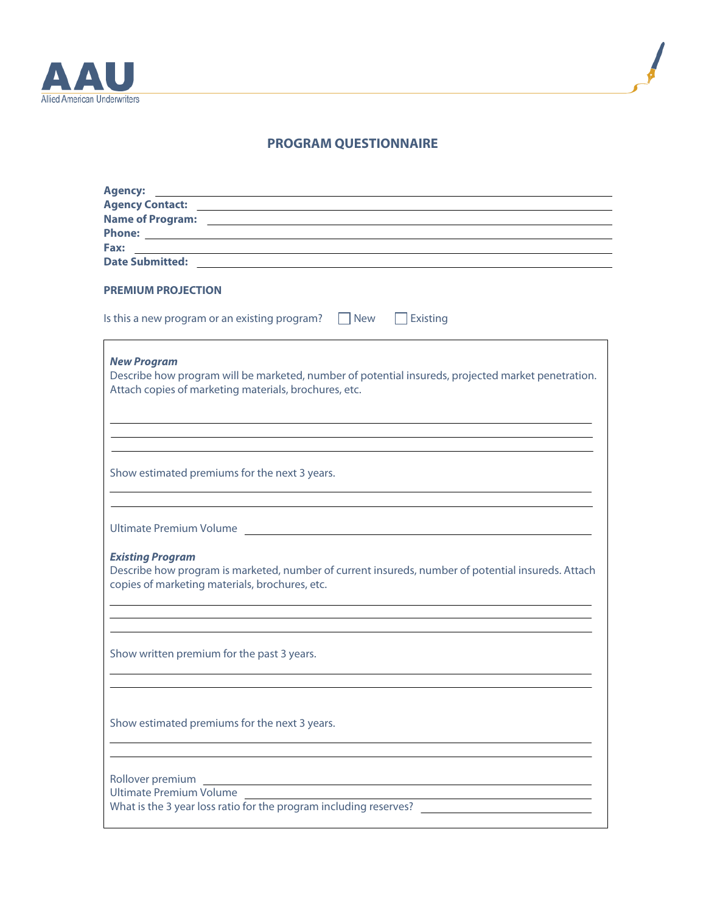AAU
Allied American Underwriters

# PROGRAM QUESTIONNAIRE

**Agency:** ______________________________
**Agency Contact:** ______________________________
**Name of Program:** ______________________________
**Phone:** ______________________________
**Fax:** ______________________________
**Date Submitted:** ______________________________

## PREMIUM PROJECTION

Is this a new program or an existing program? ☐ New ☐ Existing

***New Program***

Describe how program will be marketed, number of potential insureds, projected market penetration. Attach copies of marketing materials, brochures, etc.

______________________________
______________________________
______________________________

Show estimated premiums for the next 3 years.

______________________________
______________________________

Ultimate Premium Volume ______________________________

***Existing Program***

Describe how program is marketed, number of current insureds, number of potential insureds. Attach copies of marketing materials, brochures, etc.

______________________________
______________________________
______________________________

Show written premium for the past 3 years.

______________________________
______________________________

Show estimated premiums for the next 3 years.

______________________________
______________________________

Rollover premium ______________________________
Ultimate Premium Volume ______________________________
What is the 3 year loss ratio for the program including reserves? ______________________________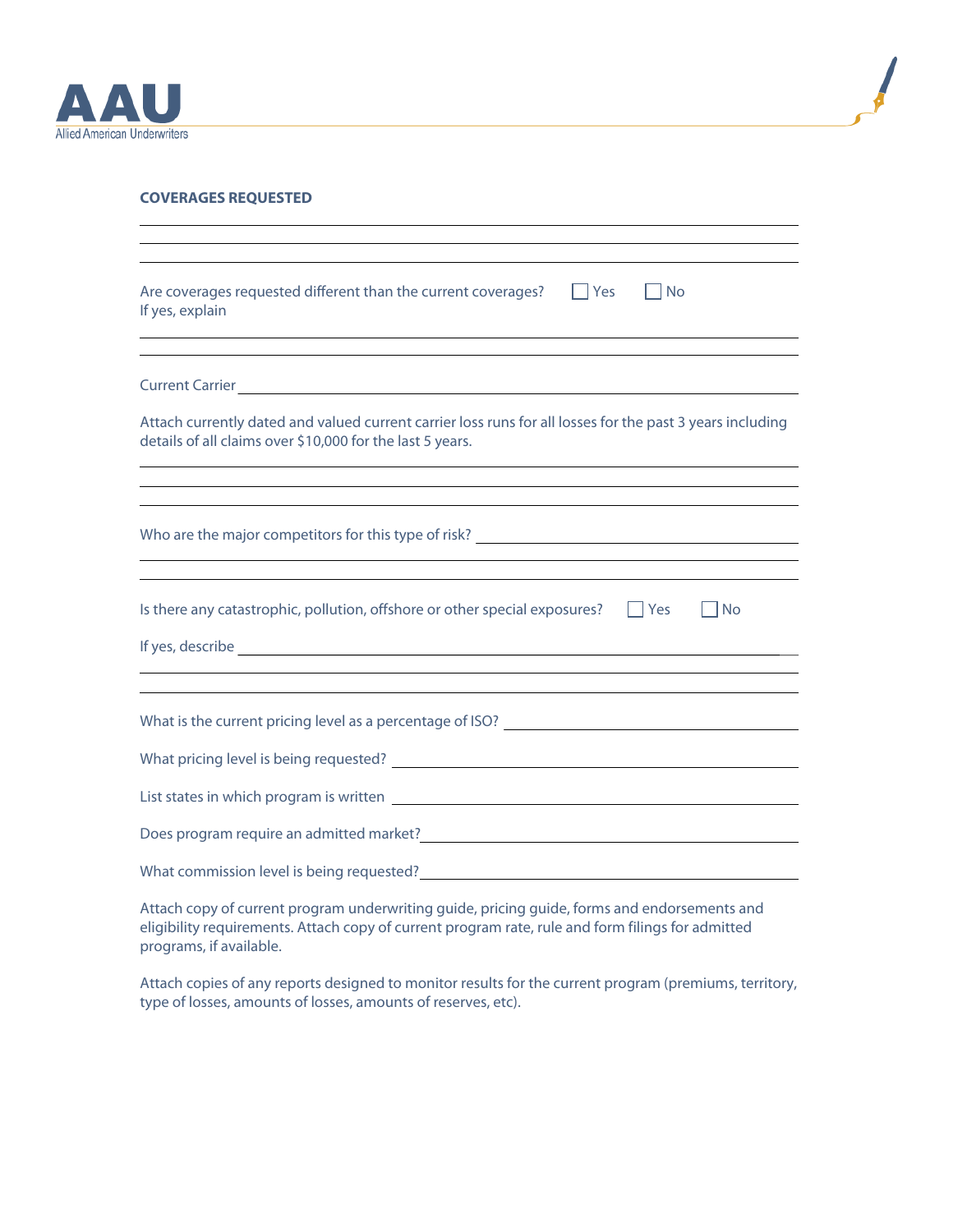## COVERAGES REQUESTED

Are coverages requested different than the current coverages? ☐ Yes ☐ No

If yes, explain

Current Carrier

Attach currently dated and valued current carrier loss runs for all losses for the past 3 years including details of all claims over $10,000 for the last 5 years.

Who are the major competitors for this type of risk?

Is there any catastrophic, pollution, offshore or other special exposures? ☐ Yes ☐ No

If yes, describe

What is the current pricing level as a percentage of ISO?

What pricing level is being requested?

List states in which program is written

Does program require an admitted market?

What commission level is being requested?

Attach copy of current program underwriting guide, pricing guide, forms and endorsements and eligibility requirements. Attach copy of current program rate, rule and form filings for admitted programs, if available.

Attach copies of any reports designed to monitor results for the current program (premiums, territory, type of losses, amounts of losses, amounts of reserves, etc).